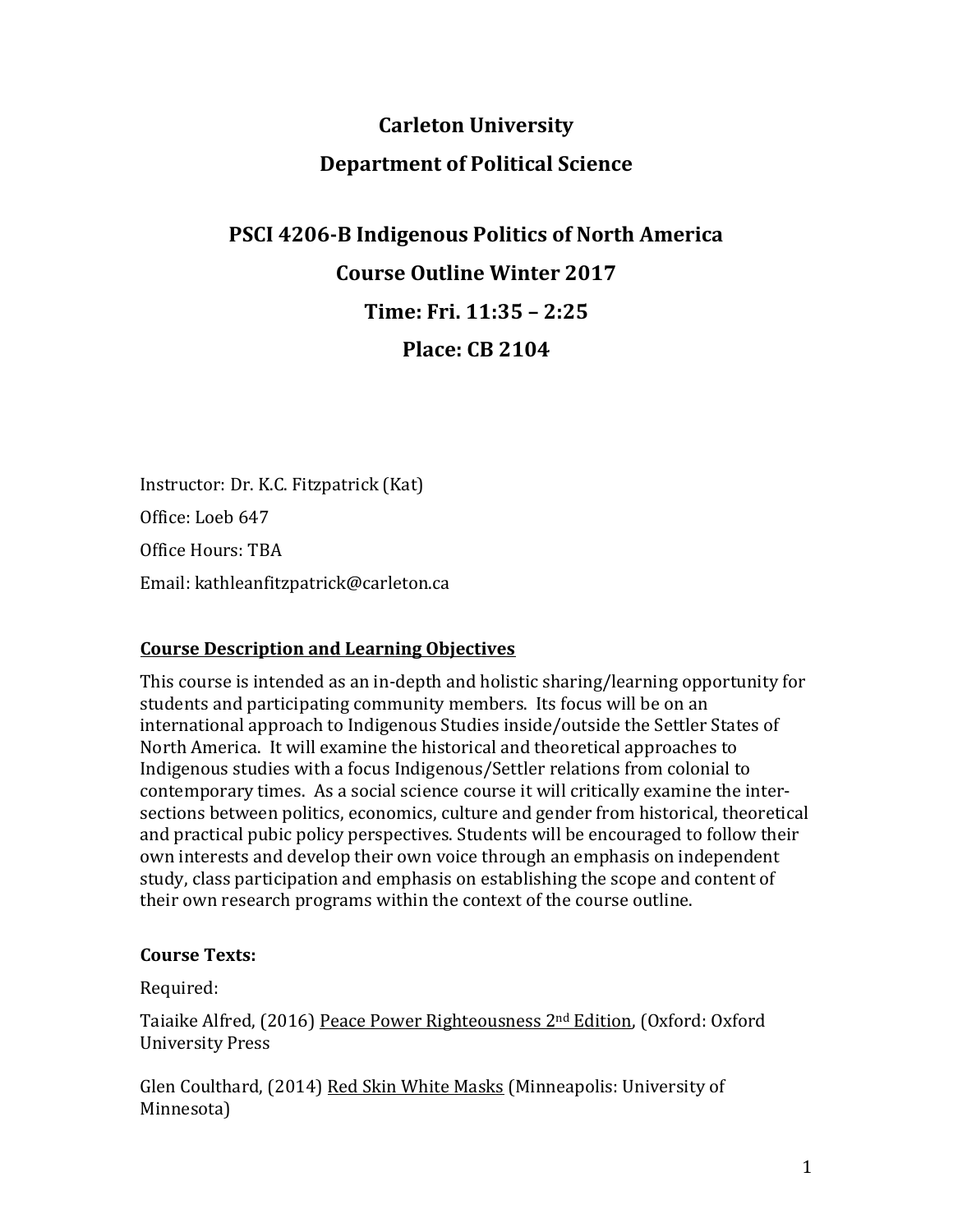# Carleton University

## Department of Political Science

## PSCI 4206-B Indigenous Politics of North America

## Course Outline Winter 2017

## Time: Fri. 11:35 – 2:25

## Place: CB 2104

Instructor: Dr. K.C. Fitzpatrick (Kat)

Office: Loeb 647

Office Hours: TBA

Email: kathleanfitzpatrick@carleton.ca

**Course Description and Learning Objectives**

This course is intended as an in-depth and holistic sharing/learning opportunity for students and participating community members. Its focus will be on an international approach to Indigenous Studies inside/outside the Settler States of North America. It will examine the historical and theoretical approaches to Indigenous studies with a focus Indigenous/Settler relations from colonial to contemporary times. As a social science course it will critically examine the inter-sections between politics, economics, culture and gender from historical, theoretical and practical pubic policy perspectives. Students will be encouraged to follow their own interests and develop their own voice through an emphasis on independent study, class participation and emphasis on establishing the scope and content of their own research programs within the context of the course outline.

**Course Texts:**

Required:

Taiaike Alfred, (2016) Peace Power Righteousness 2nd Edition, (Oxford: Oxford University Press

Glen Coulthard, (2014) Red Skin White Masks (Minneapolis: University of Minnesota)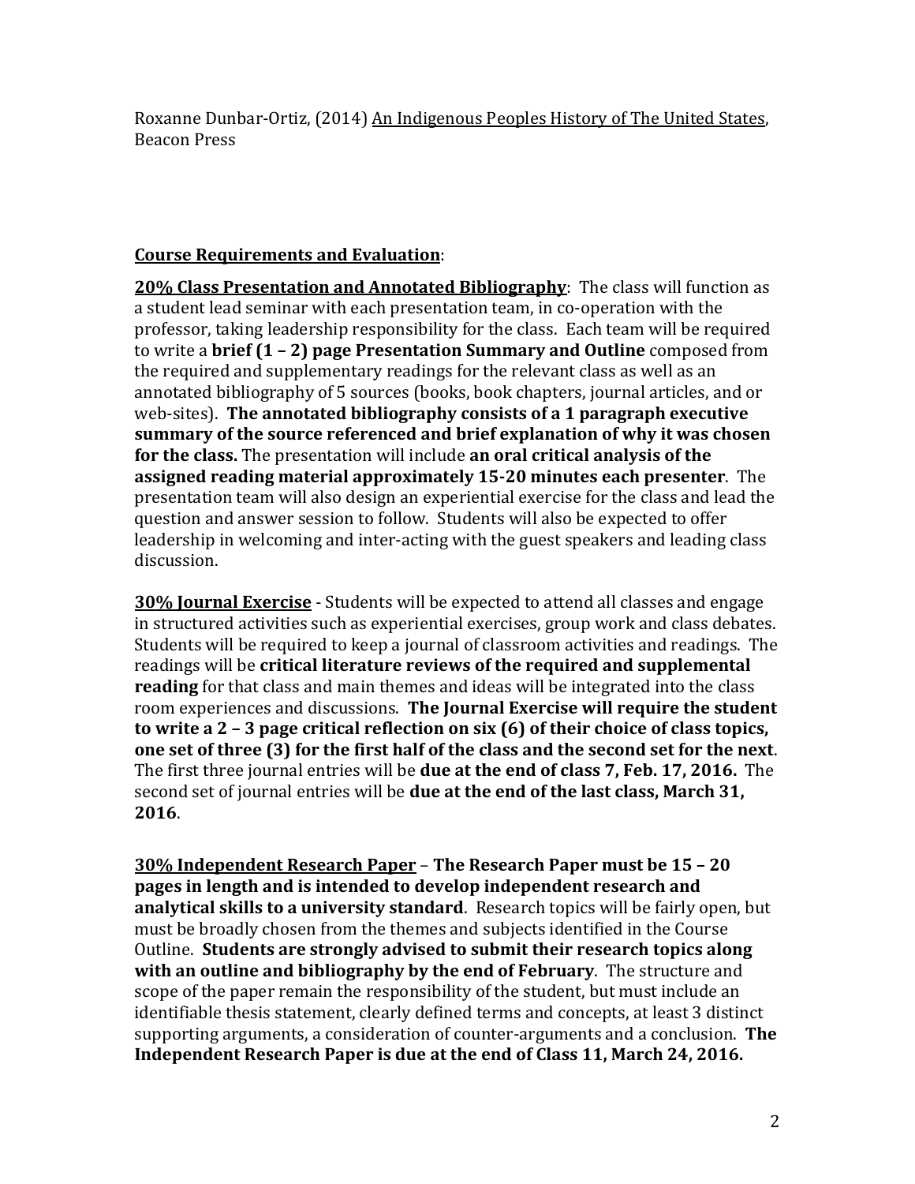Roxanne Dunbar-Ortiz, (2014) An Indigenous Peoples History of The United States, Beacon Press

**Course Requirements and Evaluation**:

**20% Class Presentation and Annotated Bibliography**: The class will function as a student lead seminar with each presentation team, in co-operation with the professor, taking leadership responsibility for the class. Each team will be required to write a **brief (1 – 2) page Presentation Summary and Outline** composed from the required and supplementary readings for the relevant class as well as an annotated bibliography of 5 sources (books, book chapters, journal articles, and or web-sites). **The annotated bibliography consists of a 1 paragraph executive summary of the source referenced and brief explanation of why it was chosen for the class.** The presentation will include **an oral critical analysis of the assigned reading material approximately 15-20 minutes each presenter**. The presentation team will also design an experiential exercise for the class and lead the question and answer session to follow. Students will also be expected to offer leadership in welcoming and inter-acting with the guest speakers and leading class discussion.

**30% Journal Exercise** - Students will be expected to attend all classes and engage in structured activities such as experiential exercises, group work and class debates. Students will be required to keep a journal of classroom activities and readings. The readings will be **critical literature reviews of the required and supplemental reading** for that class and main themes and ideas will be integrated into the class room experiences and discussions. **The Journal Exercise will require the student to write a 2 – 3 page critical reflection on six (6) of their choice of class topics, one set of three (3) for the first half of the class and the second set for the next**. The first three journal entries will be **due at the end of class 7, Feb. 17, 2016.** The second set of journal entries will be **due at the end of the last class, March 31, 2016**.

**30% Independent Research Paper** – **The Research Paper must be 15 – 20 pages in length and is intended to develop independent research and analytical skills to a university standard**. Research topics will be fairly open, but must be broadly chosen from the themes and subjects identified in the Course Outline. **Students are strongly advised to submit their research topics along with an outline and bibliography by the end of February**. The structure and scope of the paper remain the responsibility of the student, but must include an identifiable thesis statement, clearly defined terms and concepts, at least 3 distinct supporting arguments, a consideration of counter-arguments and a conclusion. **The Independent Research Paper is due at the end of Class 11, March 24, 2016.**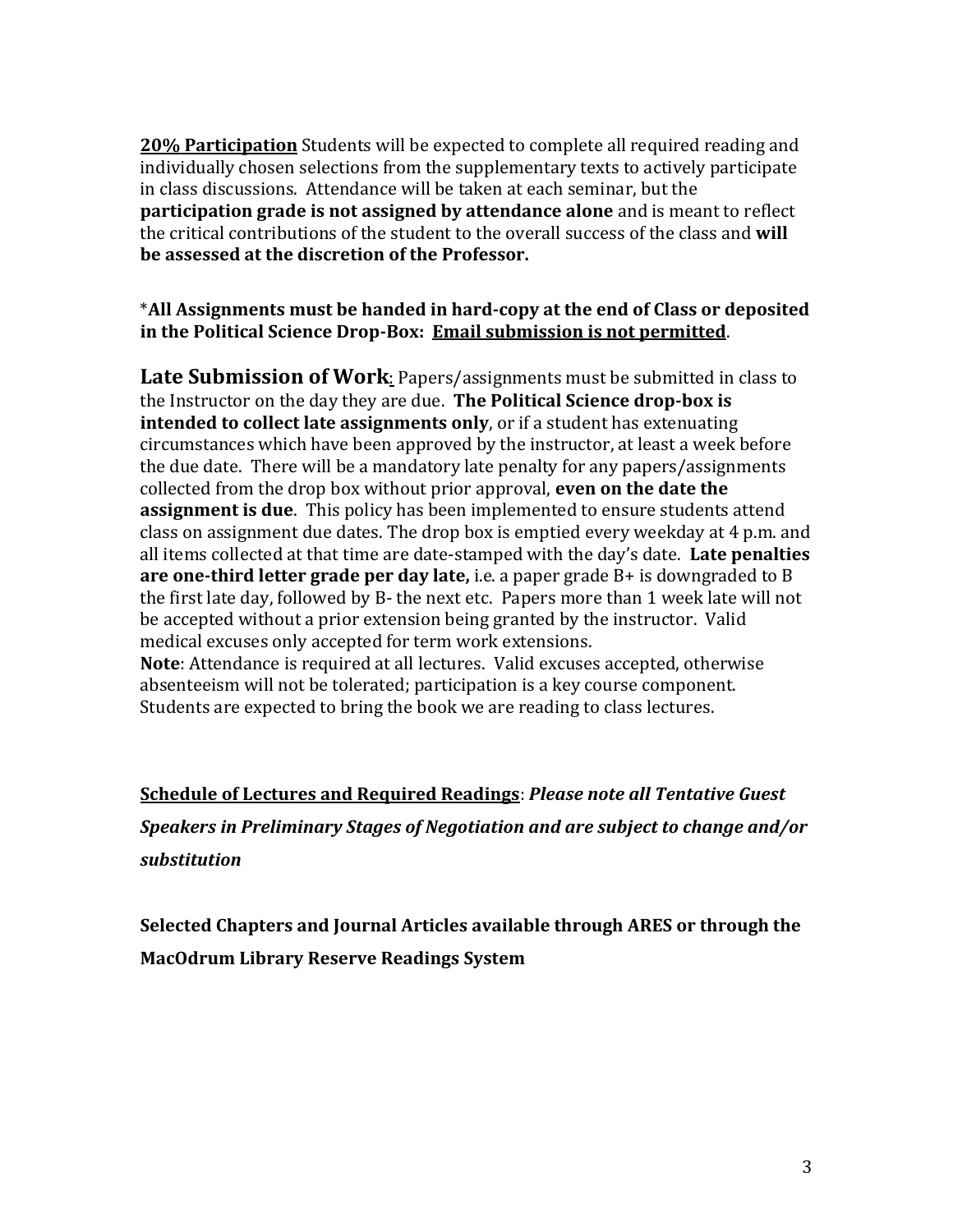**<u>20% Participation</u>** Students will be expected to complete all required reading and individually chosen selections from the supplementary texts to actively participate in class discussions. Attendance will be taken at each seminar, but the **participation grade is not assigned by attendance alone** and is meant to reflect the critical contributions of the student to the overall success of the class and **will be assessed at the discretion of the Professor.**

*__All Assignments must be handed in hard-copy at the end of Class or deposited in the Political Science Drop-Box: <u>Email submission is not permitted</u>__.

**<u>Late Submission of Work</u>**: Papers/assignments must be submitted in class to the Instructor on the day they are due. **The Political Science drop-box is intended to collect late assignments only**, or if a student has extenuating circumstances which have been approved by the instructor, at least a week before the due date. There will be a mandatory late penalty for any papers/assignments collected from the drop box without prior approval, **even on the date the assignment is due**. This policy has been implemented to ensure students attend class on assignment due dates. The drop box is emptied every weekday at 4 p.m. and all items collected at that time are date-stamped with the day's date. **Late penalties are one-third letter grade per day late,** i.e. a paper grade B+ is downgraded to B the first late day, followed by B- the next etc. Papers more than 1 week late will not be accepted without a prior extension being granted by the instructor. Valid medical excuses only accepted for term work extensions.

**Note**: Attendance is required at all lectures. Valid excuses accepted, otherwise absenteeism will not be tolerated; participation is a key course component. Students are expected to bring the book we are reading to class lectures.

**<u>Schedule of Lectures and Required Readings</u>**: ***Please note all Tentative Guest Speakers in Preliminary Stages of Negotiation and are subject to change and/or substitution***

**Selected Chapters and Journal Articles available through ARES or through the MacOdrum Library Reserve Readings System**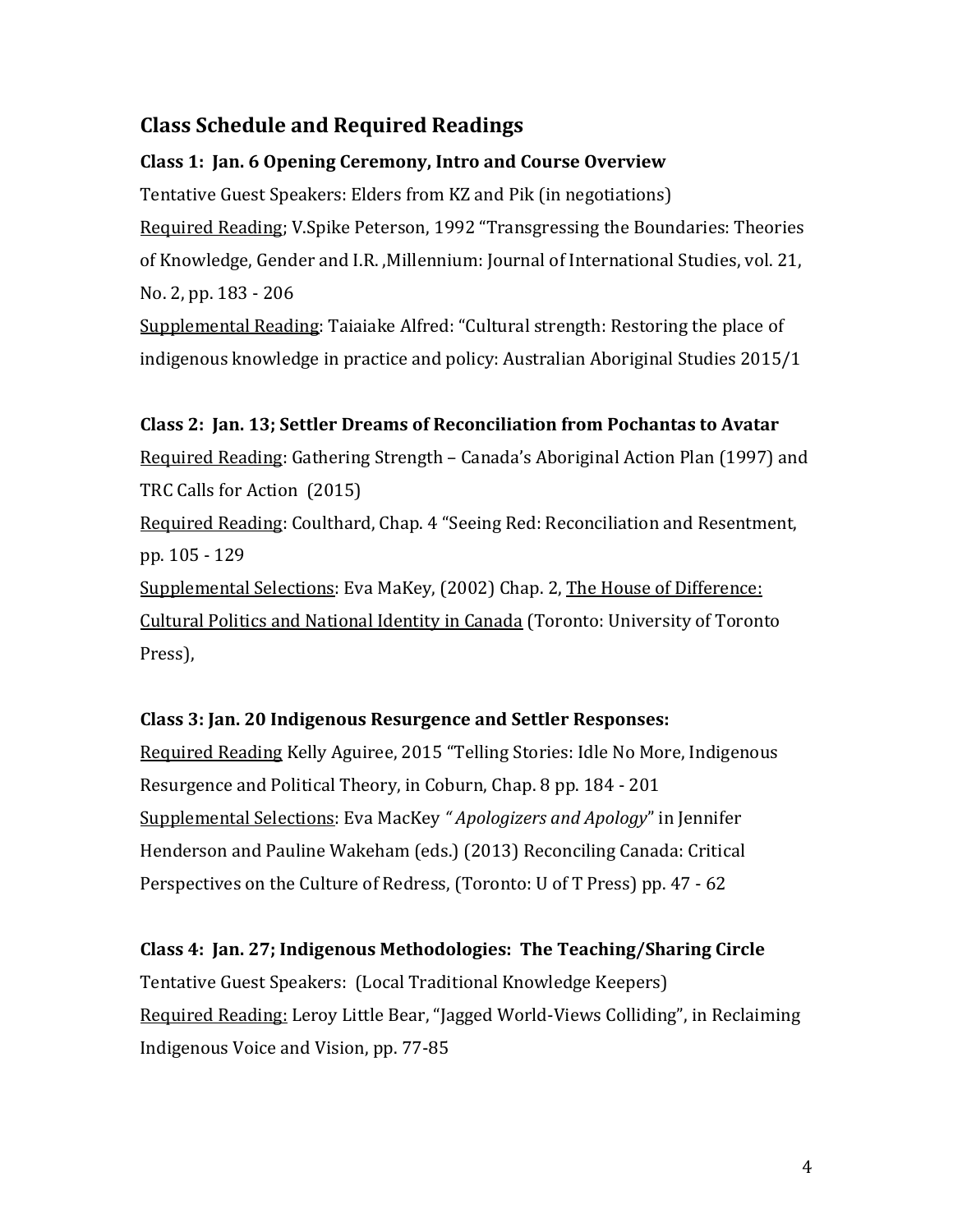## Class Schedule and Required Readings

### Class 1: Jan. 6 Opening Ceremony, Intro and Course Overview

Tentative Guest Speakers: Elders from KZ and Pik (in negotiations)

Required Reading; V.Spike Peterson, 1992 "Transgressing the Boundaries: Theories of Knowledge, Gender and I.R. ,Millennium: Journal of International Studies, vol. 21, No. 2, pp. 183 - 206

Supplemental Reading: Taiaiake Alfred: "Cultural strength: Restoring the place of indigenous knowledge in practice and policy: Australian Aboriginal Studies 2015/1

### Class 2: Jan. 13; Settler Dreams of Reconciliation from Pochantas to Avatar

Required Reading: Gathering Strength – Canada's Aboriginal Action Plan (1997) and TRC Calls for Action (2015)

Required Reading: Coulthard, Chap. 4 "Seeing Red: Reconciliation and Resentment, pp. 105 - 129

Supplemental Selections: Eva MaKey, (2002) Chap. 2, The House of Difference: Cultural Politics and National Identity in Canada (Toronto: University of Toronto Press),

### Class 3: Jan. 20 Indigenous Resurgence and Settler Responses:

Required Reading Kelly Aguiree, 2015 "Telling Stories: Idle No More, Indigenous Resurgence and Political Theory, in Coburn, Chap. 8 pp. 184 - 201

Supplemental Selections: Eva MacKey *" Apologizers and Apology*" in Jennifer Henderson and Pauline Wakeham (eds.) (2013) Reconciling Canada: Critical Perspectives on the Culture of Redress, (Toronto: U of T Press) pp. 47 - 62

### Class 4: Jan. 27; Indigenous Methodologies: The Teaching/Sharing Circle

Tentative Guest Speakers: (Local Traditional Knowledge Keepers)

Required Reading: Leroy Little Bear, "Jagged World-Views Colliding", in Reclaiming Indigenous Voice and Vision, pp. 77-85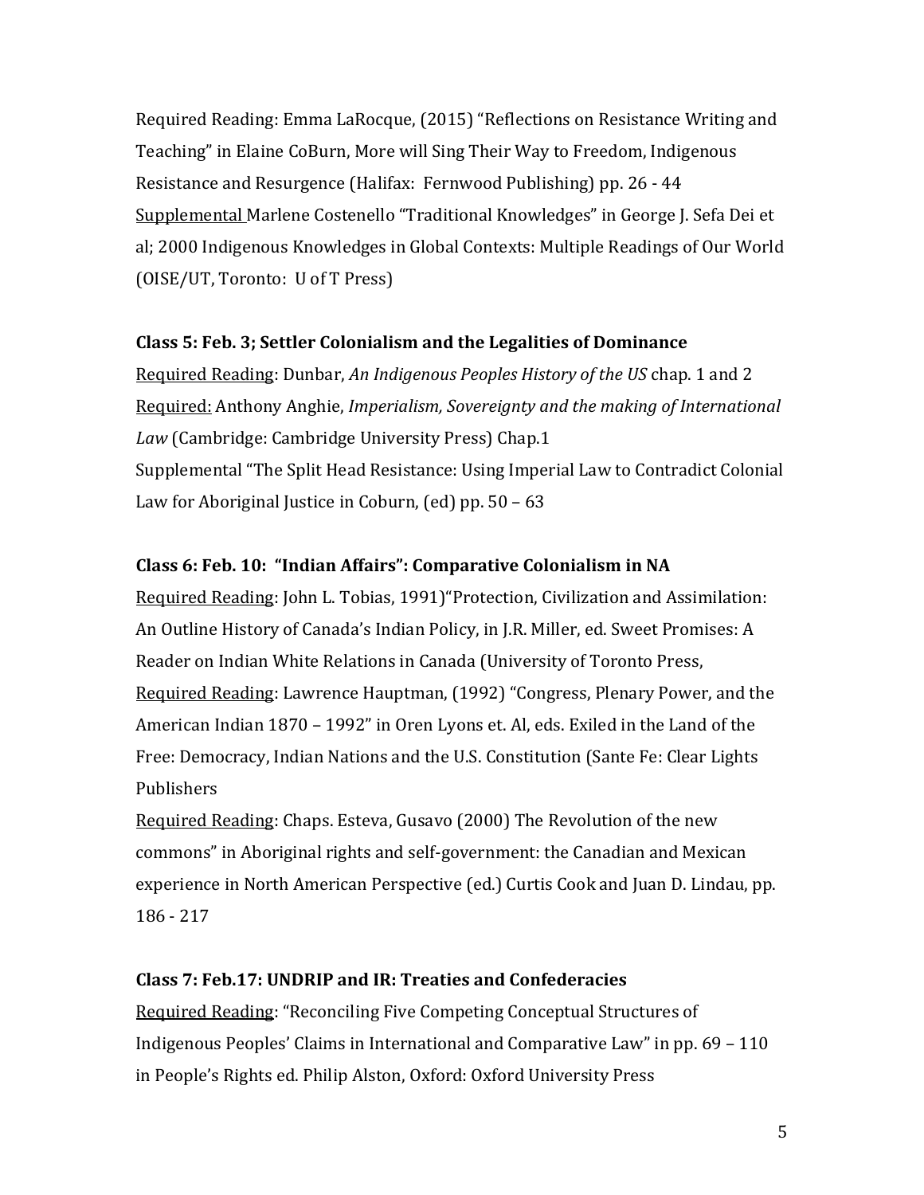Required Reading: Emma LaRocque, (2015) "Reflections on Resistance Writing and Teaching" in Elaine CoBurn, More will Sing Their Way to Freedom, Indigenous Resistance and Resurgence (Halifax: Fernwood Publishing) pp. 26 - 44
Supplemental Marlene Costenello "Traditional Knowledges" in George J. Sefa Dei et al; 2000 Indigenous Knowledges in Global Contexts: Multiple Readings of Our World (OISE/UT, Toronto: U of T Press)

**Class 5: Feb. 3; Settler Colonialism and the Legalities of Dominance**
Required Reading: Dunbar, *An Indigenous Peoples History of the US* chap. 1 and 2
Required: Anthony Anghie, *Imperialism, Sovereignty and the making of International Law* (Cambridge: Cambridge University Press) Chap.1
Supplemental "The Split Head Resistance: Using Imperial Law to Contradict Colonial Law for Aboriginal Justice in Coburn, (ed) pp. 50 – 63

**Class 6: Feb. 10: "Indian Affairs": Comparative Colonialism in NA**
Required Reading: John L. Tobias, 1991)"Protection, Civilization and Assimilation: An Outline History of Canada's Indian Policy, in J.R. Miller, ed. Sweet Promises: A Reader on Indian White Relations in Canada (University of Toronto Press,
Required Reading: Lawrence Hauptman, (1992) "Congress, Plenary Power, and the American Indian 1870 – 1992" in Oren Lyons et. Al, eds. Exiled in the Land of the Free: Democracy, Indian Nations and the U.S. Constitution (Sante Fe: Clear Lights Publishers
Required Reading: Chaps. Esteva, Gusavo (2000) The Revolution of the new commons" in Aboriginal rights and self-government: the Canadian and Mexican experience in North American Perspective (ed.) Curtis Cook and Juan D. Lindau, pp. 186 - 217

**Class 7: Feb.17: UNDRIP and IR: Treaties and Confederacies**
Required Reading: "Reconciling Five Competing Conceptual Structures of Indigenous Peoples' Claims in International and Comparative Law" in pp. 69 – 110 in People's Rights ed. Philip Alston, Oxford: Oxford University Press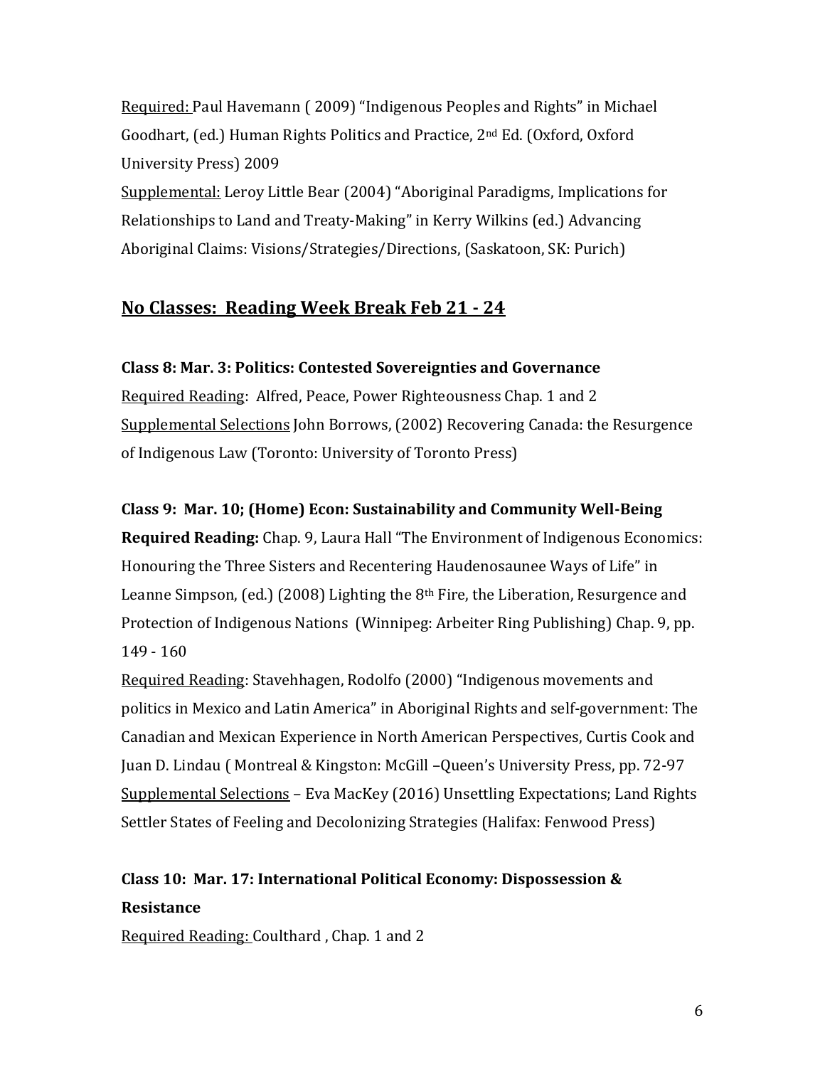Required: Paul Havemann ( 2009) "Indigenous Peoples and Rights" in Michael Goodhart, (ed.) Human Rights Politics and Practice, 2nd Ed. (Oxford, Oxford University Press) 2009

Supplemental: Leroy Little Bear (2004) "Aboriginal Paradigms, Implications for Relationships to Land and Treaty-Making" in Kerry Wilkins (ed.) Advancing Aboriginal Claims: Visions/Strategies/Directions, (Saskatoon, SK: Purich)

## No Classes: Reading Week Break Feb 21 - 24

**Class 8: Mar. 3: Politics: Contested Sovereignties and Governance**

Required Reading: Alfred, Peace, Power Righteousness Chap. 1 and 2

Supplemental Selections John Borrows, (2002) Recovering Canada: the Resurgence of Indigenous Law (Toronto: University of Toronto Press)

**Class 9: Mar. 10; (Home) Econ: Sustainability and Community Well-Being**

**Required Reading:** Chap. 9, Laura Hall "The Environment of Indigenous Economics: Honouring the Three Sisters and Recentering Haudenosaunee Ways of Life" in Leanne Simpson, (ed.) (2008) Lighting the 8th Fire, the Liberation, Resurgence and Protection of Indigenous Nations (Winnipeg: Arbeiter Ring Publishing) Chap. 9, pp. 149 - 160

Required Reading: Stavehhagen, Rodolfo (2000) "Indigenous movements and politics in Mexico and Latin America" in Aboriginal Rights and self-government: The Canadian and Mexican Experience in North American Perspectives, Curtis Cook and Juan D. Lindau ( Montreal & Kingston: McGill –Queen's University Press, pp. 72-97

Supplemental Selections – Eva MacKey (2016) Unsettling Expectations; Land Rights Settler States of Feeling and Decolonizing Strategies (Halifax: Fenwood Press)

**Class 10: Mar. 17: International Political Economy: Dispossession & Resistance**

Required Reading: Coulthard , Chap. 1 and 2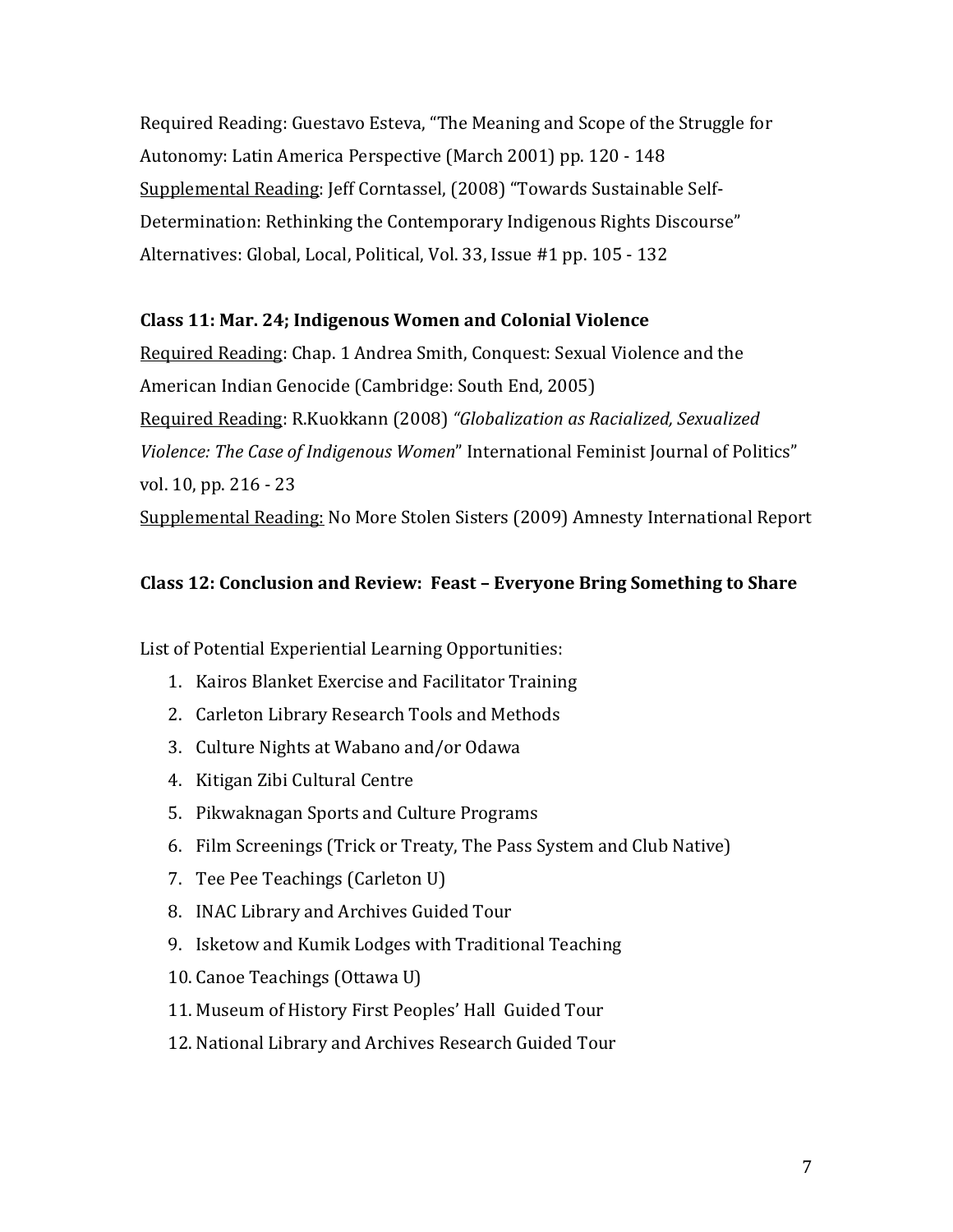Required Reading: Guestavo Esteva, "The Meaning and Scope of the Struggle for Autonomy: Latin America Perspective (March 2001) pp. 120 - 148

Supplemental Reading: Jeff Corntassel, (2008) "Towards Sustainable Self-Determination: Rethinking the Contemporary Indigenous Rights Discourse" Alternatives: Global, Local, Political, Vol. 33, Issue #1 pp. 105 - 132

**Class 11: Mar. 24; Indigenous Women and Colonial Violence**

Required Reading: Chap. 1 Andrea Smith, Conquest: Sexual Violence and the American Indian Genocide (Cambridge: South End, 2005)

Required Reading: R.Kuokkann (2008) *"Globalization as Racialized, Sexualized Violence: The Case of Indigenous Women*" International Feminist Journal of Politics" vol. 10, pp. 216 - 23

Supplemental Reading: No More Stolen Sisters (2009) Amnesty International Report

**Class 12: Conclusion and Review: Feast – Everyone Bring Something to Share**

List of Potential Experiential Learning Opportunities:

1. Kairos Blanket Exercise and Facilitator Training
2. Carleton Library Research Tools and Methods
3. Culture Nights at Wabano and/or Odawa
4. Kitigan Zibi Cultural Centre
5. Pikwaknagan Sports and Culture Programs
6. Film Screenings (Trick or Treaty, The Pass System and Club Native)
7. Tee Pee Teachings (Carleton U)
8. INAC Library and Archives Guided Tour
9. Isketow and Kumik Lodges with Traditional Teaching
10. Canoe Teachings (Ottawa U)
11. Museum of History First Peoples' Hall Guided Tour
12. National Library and Archives Research Guided Tour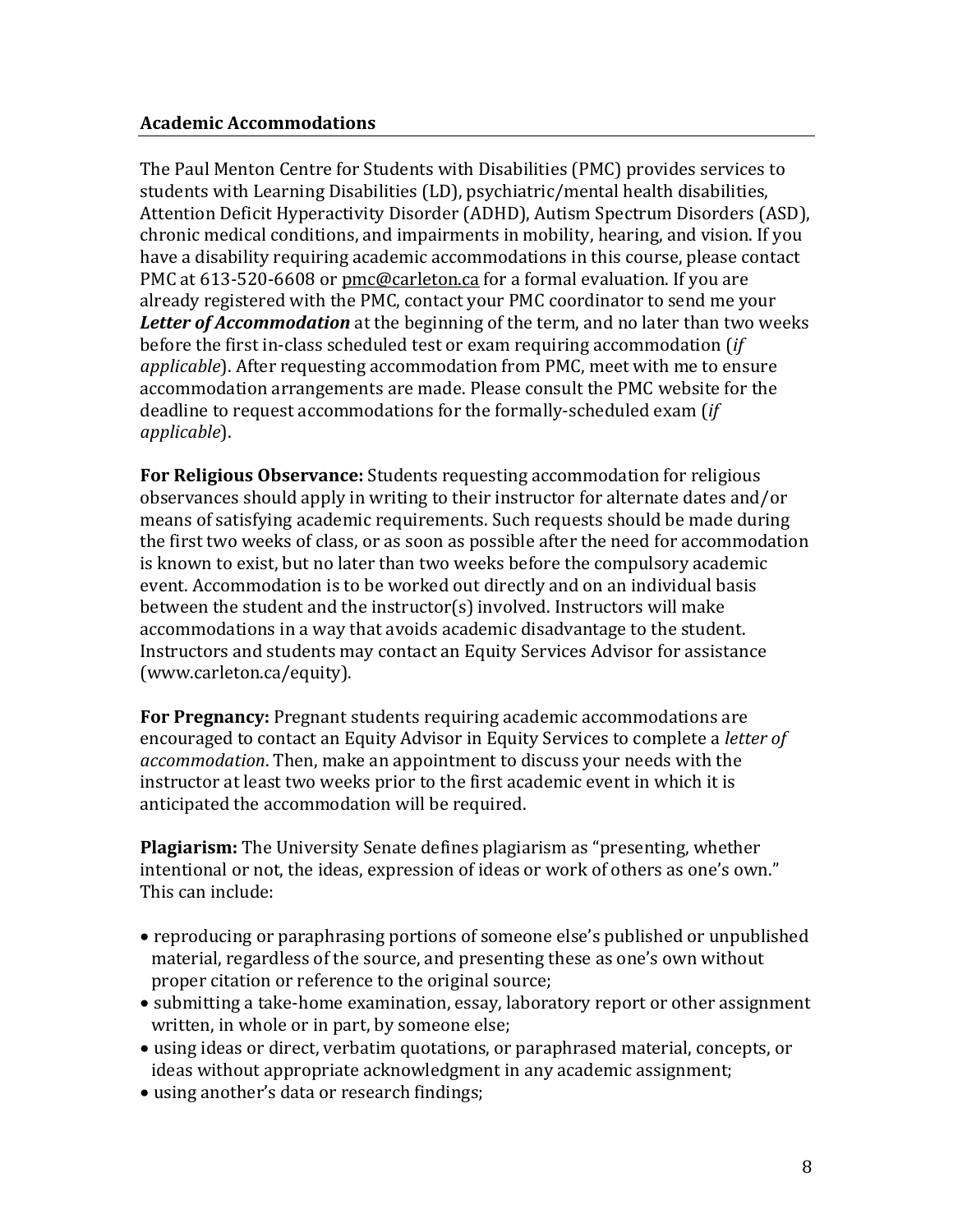### Academic Accommodations

The Paul Menton Centre for Students with Disabilities (PMC) provides services to students with Learning Disabilities (LD), psychiatric/mental health disabilities, Attention Deficit Hyperactivity Disorder (ADHD), Autism Spectrum Disorders (ASD), chronic medical conditions, and impairments in mobility, hearing, and vision. If you have a disability requiring academic accommodations in this course, please contact PMC at 613-520-6608 or pmc@carleton.ca for a formal evaluation. If you are already registered with the PMC, contact your PMC coordinator to send me your ***Letter of Accommodation*** at the beginning of the term, and no later than two weeks before the first in-class scheduled test or exam requiring accommodation (*if applicable*). After requesting accommodation from PMC, meet with me to ensure accommodation arrangements are made. Please consult the PMC website for the deadline to request accommodations for the formally-scheduled exam (*if applicable*).

**For Religious Observance:** Students requesting accommodation for religious observances should apply in writing to their instructor for alternate dates and/or means of satisfying academic requirements. Such requests should be made during the first two weeks of class, or as soon as possible after the need for accommodation is known to exist, but no later than two weeks before the compulsory academic event. Accommodation is to be worked out directly and on an individual basis between the student and the instructor(s) involved. Instructors will make accommodations in a way that avoids academic disadvantage to the student. Instructors and students may contact an Equity Services Advisor for assistance (www.carleton.ca/equity).

**For Pregnancy:** Pregnant students requiring academic accommodations are encouraged to contact an Equity Advisor in Equity Services to complete a *letter of accommodation*. Then, make an appointment to discuss your needs with the instructor at least two weeks prior to the first academic event in which it is anticipated the accommodation will be required.

**Plagiarism:** The University Senate defines plagiarism as "presenting, whether intentional or not, the ideas, expression of ideas or work of others as one's own." This can include:

- reproducing or paraphrasing portions of someone else's published or unpublished material, regardless of the source, and presenting these as one's own without proper citation or reference to the original source;
- submitting a take-home examination, essay, laboratory report or other assignment written, in whole or in part, by someone else;
- using ideas or direct, verbatim quotations, or paraphrased material, concepts, or ideas without appropriate acknowledgment in any academic assignment;
- using another's data or research findings;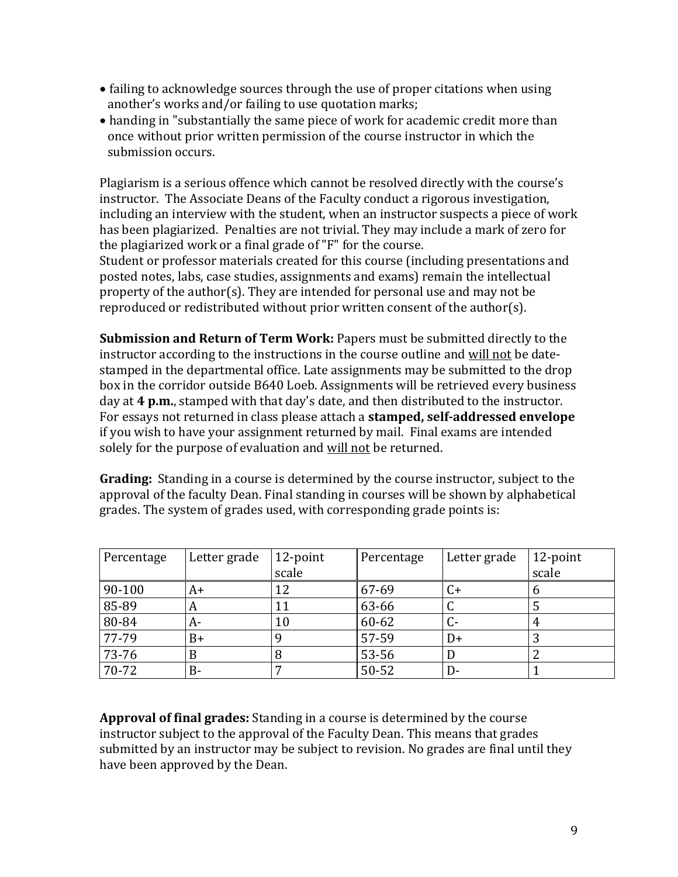- failing to acknowledge sources through the use of proper citations when using another's works and/or failing to use quotation marks;
- handing in "substantially the same piece of work for academic credit more than once without prior written permission of the course instructor in which the submission occurs.

Plagiarism is a serious offence which cannot be resolved directly with the course's instructor. The Associate Deans of the Faculty conduct a rigorous investigation, including an interview with the student, when an instructor suspects a piece of work has been plagiarized. Penalties are not trivial. They may include a mark of zero for the plagiarized work or a final grade of "F" for the course.
Student or professor materials created for this course (including presentations and posted notes, labs, case studies, assignments and exams) remain the intellectual property of the author(s). They are intended for personal use and may not be reproduced or redistributed without prior written consent of the author(s).

**Submission and Return of Term Work:** Papers must be submitted directly to the instructor according to the instructions in the course outline and <u>will not</u> be date-stamped in the departmental office. Late assignments may be submitted to the drop box in the corridor outside B640 Loeb. Assignments will be retrieved every business day at **4 p.m.**, stamped with that day's date, and then distributed to the instructor. For essays not returned in class please attach a **stamped, self-addressed envelope** if you wish to have your assignment returned by mail. Final exams are intended solely for the purpose of evaluation and <u>will not</u> be returned.

**Grading:** Standing in a course is determined by the course instructor, subject to the approval of the faculty Dean. Final standing in courses will be shown by alphabetical grades. The system of grades used, with corresponding grade points is:

| Percentage | Letter grade | 12-point scale | Percentage | Letter grade | 12-point scale |
|---|---|---|---|---|---|
| 90-100 | A+ | 12 | 67-69 | C+ | 6 |
| 85-89 | A | 11 | 63-66 | C | 5 |
| 80-84 | A- | 10 | 60-62 | C- | 4 |
| 77-79 | B+ | 9 | 57-59 | D+ | 3 |
| 73-76 | B | 8 | 53-56 | D | 2 |
| 70-72 | B- | 7 | 50-52 | D- | 1 |

**Approval of final grades:** Standing in a course is determined by the course instructor subject to the approval of the Faculty Dean. This means that grades submitted by an instructor may be subject to revision. No grades are final until they have been approved by the Dean.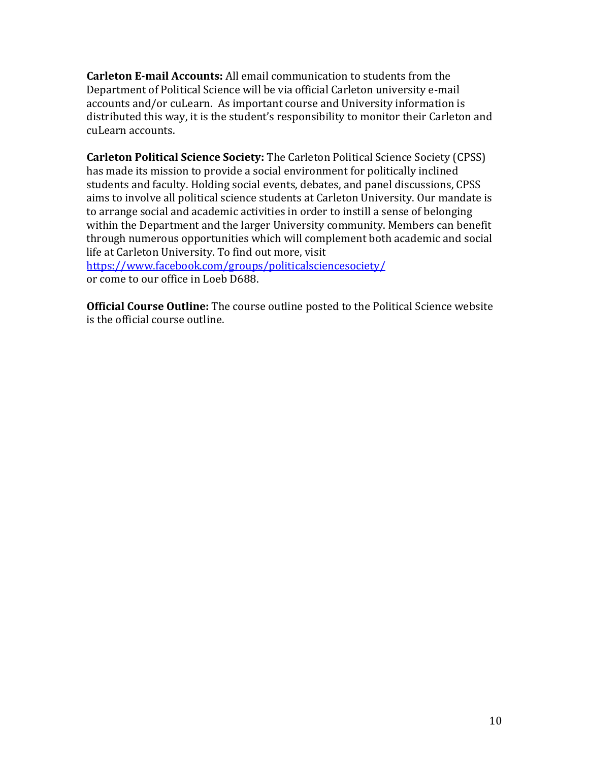**Carleton E-mail Accounts:** All email communication to students from the Department of Political Science will be via official Carleton university e-mail accounts and/or cuLearn. As important course and University information is distributed this way, it is the student's responsibility to monitor their Carleton and cuLearn accounts.

**Carleton Political Science Society:** The Carleton Political Science Society (CPSS) has made its mission to provide a social environment for politically inclined students and faculty. Holding social events, debates, and panel discussions, CPSS aims to involve all political science students at Carleton University. Our mandate is to arrange social and academic activities in order to instill a sense of belonging within the Department and the larger University community. Members can benefit through numerous opportunities which will complement both academic and social life at Carleton University. To find out more, visit https://www.facebook.com/groups/politicalsciencesociety/ or come to our office in Loeb D688.

**Official Course Outline:** The course outline posted to the Political Science website is the official course outline.